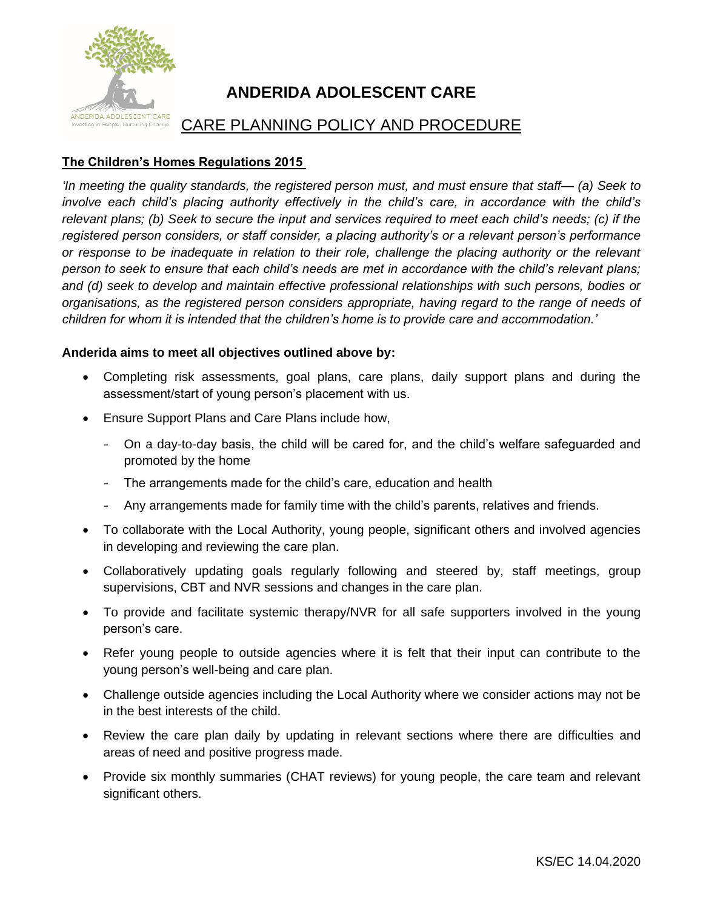# ANDERIDA ADOLESCENT CARE

## CARE PLANNING POLICY AND PROCEDURE

**The Children's Homes Regulations 2015**

*'In meeting the quality standards, the registered person must, and must ensure that staff— (a) Seek to involve each child's placing authority effectively in the child's care, in accordance with the child's relevant plans; (b) Seek to secure the input and services required to meet each child's needs; (c) if the registered person considers, or staff consider, a placing authority's or a relevant person's performance or response to be inadequate in relation to their role, challenge the placing authority or the relevant person to seek to ensure that each child's needs are met in accordance with the child's relevant plans; and (d) seek to develop and maintain effective professional relationships with such persons, bodies or organisations, as the registered person considers appropriate, having regard to the range of needs of children for whom it is intended that the children's home is to provide care and accommodation.'*

**Anderida aims to meet all objectives outlined above by:**

- Completing risk assessments, goal plans, care plans, daily support plans and during the assessment/start of young person's placement with us.
- Ensure Support Plans and Care Plans include how,
  - On a day-to-day basis, the child will be cared for, and the child's welfare safeguarded and promoted by the home
  - The arrangements made for the child's care, education and health
  - Any arrangements made for family time with the child's parents, relatives and friends.
- To collaborate with the Local Authority, young people, significant others and involved agencies in developing and reviewing the care plan.
- Collaboratively updating goals regularly following and steered by, staff meetings, group supervisions, CBT and NVR sessions and changes in the care plan.
- To provide and facilitate systemic therapy/NVR for all safe supporters involved in the young person's care.
- Refer young people to outside agencies where it is felt that their input can contribute to the young person's well-being and care plan.
- Challenge outside agencies including the Local Authority where we consider actions may not be in the best interests of the child.
- Review the care plan daily by updating in relevant sections where there are difficulties and areas of need and positive progress made.
- Provide six monthly summaries (CHAT reviews) for young people, the care team and relevant significant others.

KS/EC 14.04.2020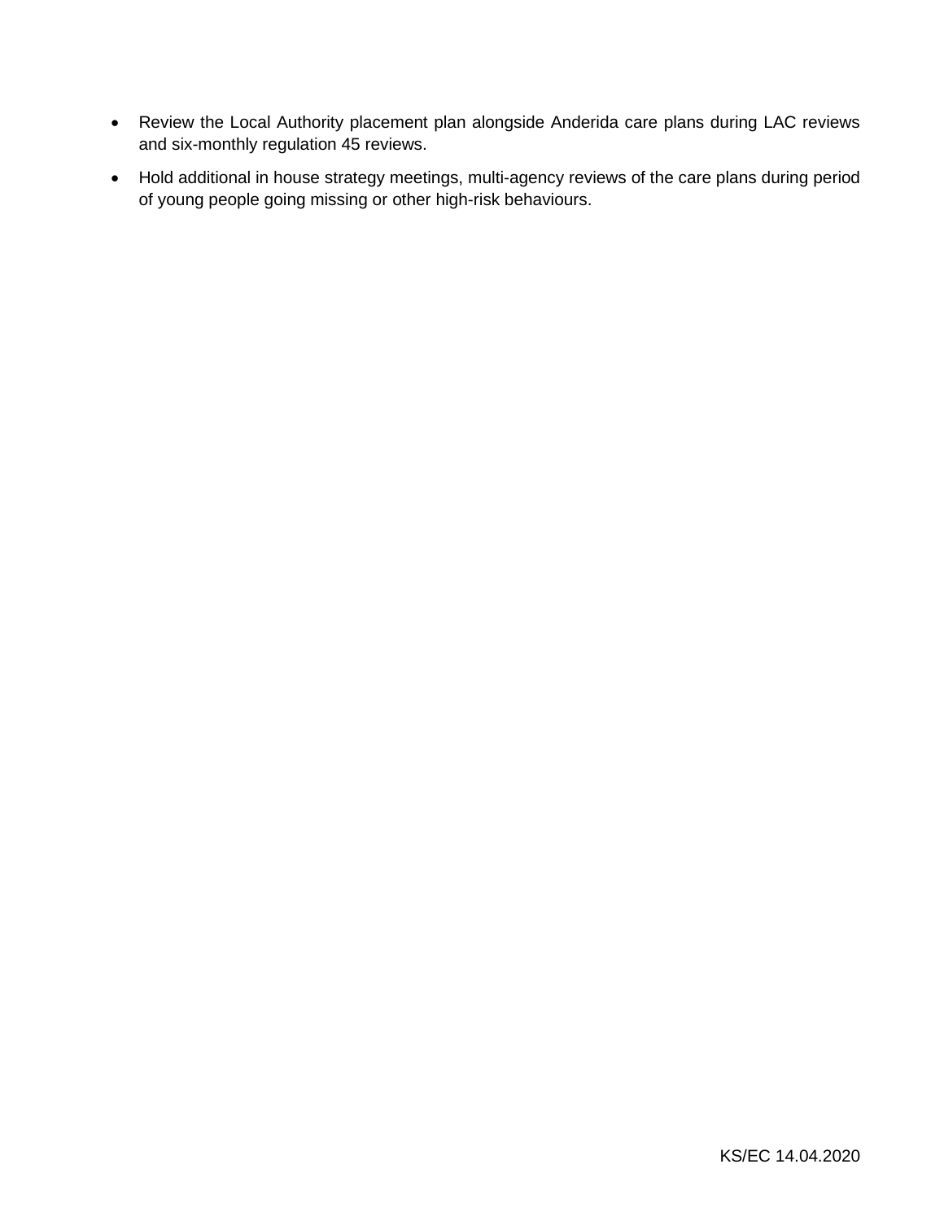- Review the Local Authority placement plan alongside Anderida care plans during LAC reviews and six-monthly regulation 45 reviews.
- Hold additional in house strategy meetings, multi-agency reviews of the care plans during period of young people going missing or other high-risk behaviours.

KS/EC 14.04.2020